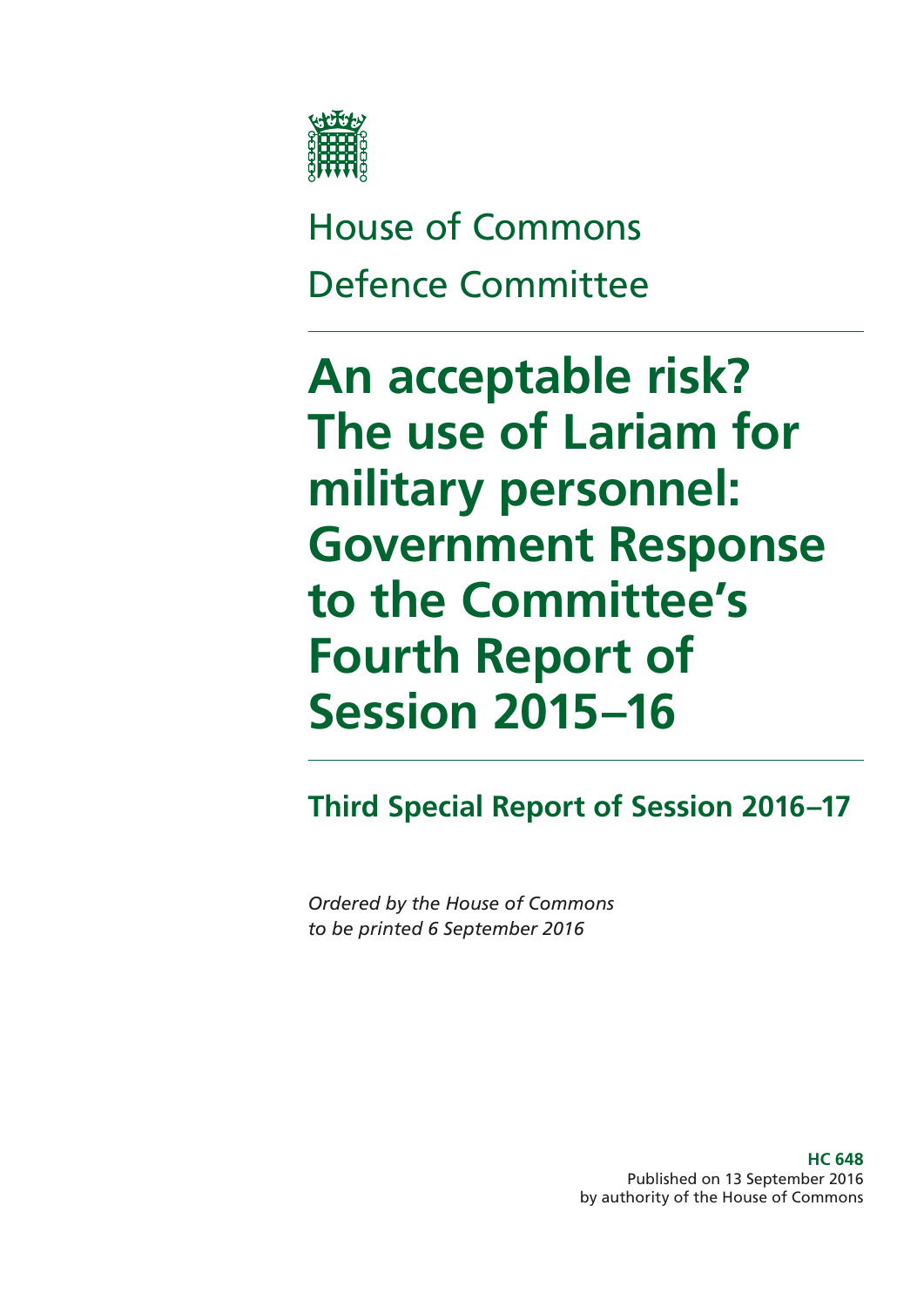House of Commons

Defence Committee

# An acceptable risk? The use of Lariam for military personnel: Government Response to the Committee's Fourth Report of Session 2015–16

## Third Special Report of Session 2016–17

*Ordered by the House of Commons to be printed 6 September 2016*

**HC 648**
Published on 13 September 2016
by authority of the House of Commons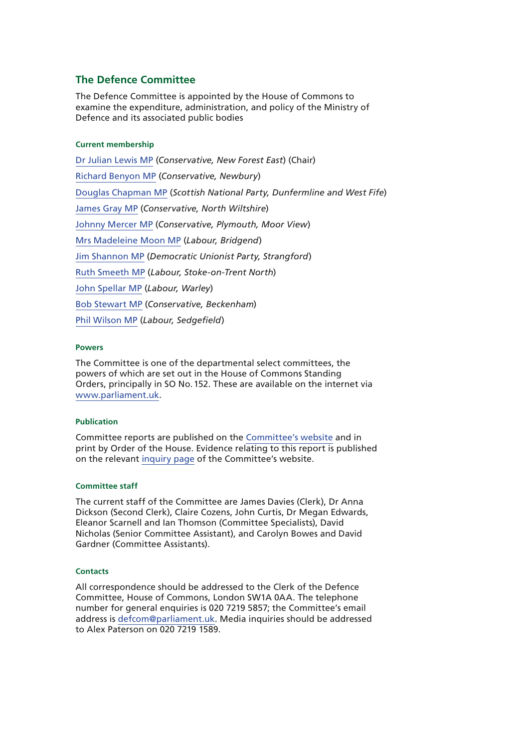## The Defence Committee

The Defence Committee is appointed by the House of Commons to examine the expenditure, administration, and policy of the Ministry of Defence and its associated public bodies

### Current membership

Dr Julian Lewis MP (*Conservative, New Forest East*) (Chair)

Richard Benyon MP (*Conservative, Newbury*)

Douglas Chapman MP (*Scottish National Party, Dunfermline and West Fife*)

James Gray MP (*Conservative, North Wiltshire*)

Johnny Mercer MP (*Conservative, Plymouth, Moor View*)

Mrs Madeleine Moon MP (*Labour, Bridgend*)

Jim Shannon MP (*Democratic Unionist Party, Strangford*)

Ruth Smeeth MP (*Labour, Stoke-on-Trent North*)

John Spellar MP (*Labour, Warley*)

Bob Stewart MP (*Conservative, Beckenham*)

Phil Wilson MP (*Labour, Sedgefield*)

### Powers

The Committee is one of the departmental select committees, the powers of which are set out in the House of Commons Standing Orders, principally in SO No. 152. These are available on the internet via www.parliament.uk.

### Publication

Committee reports are published on the Committee's website and in print by Order of the House. Evidence relating to this report is published on the relevant inquiry page of the Committee's website.

### Committee staff

The current staff of the Committee are James Davies (Clerk), Dr Anna Dickson (Second Clerk), Claire Cozens, John Curtis, Dr Megan Edwards, Eleanor Scarnell and Ian Thomson (Committee Specialists), David Nicholas (Senior Committee Assistant), and Carolyn Bowes and David Gardner (Committee Assistants).

### Contacts

All correspondence should be addressed to the Clerk of the Defence Committee, House of Commons, London SW1A 0AA. The telephone number for general enquiries is 020 7219 5857; the Committee's email address is defcom@parliament.uk. Media inquiries should be addressed to Alex Paterson on 020 7219 1589.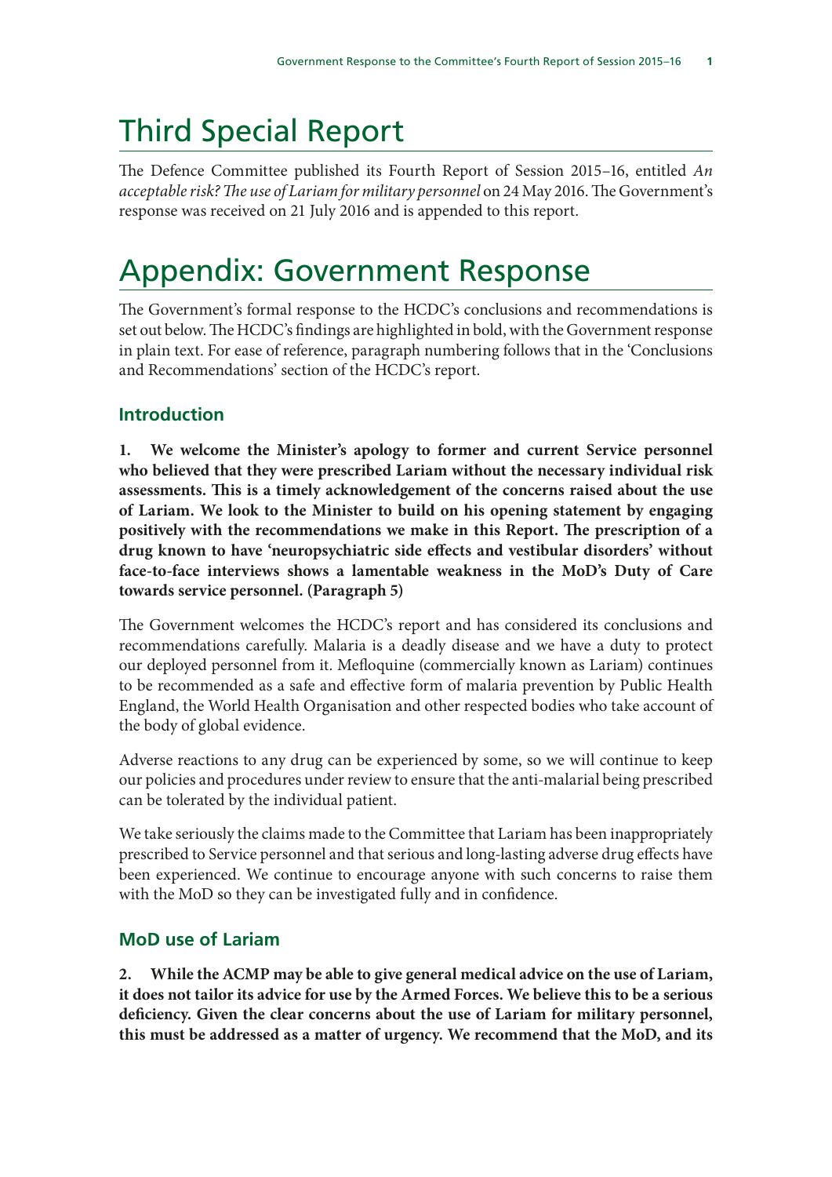# Third Special Report

The Defence Committee published its Fourth Report of Session 2015–16, entitled *An acceptable risk? The use of Lariam for military personnel* on 24 May 2016. The Government's response was received on 21 July 2016 and is appended to this report.

# Appendix: Government Response

The Government's formal response to the HCDC's conclusions and recommendations is set out below. The HCDC's findings are highlighted in bold, with the Government response in plain text. For ease of reference, paragraph numbering follows that in the 'Conclusions and Recommendations' section of the HCDC's report.

## Introduction

**1. We welcome the Minister's apology to former and current Service personnel who believed that they were prescribed Lariam without the necessary individual risk assessments. This is a timely acknowledgement of the concerns raised about the use of Lariam. We look to the Minister to build on his opening statement by engaging positively with the recommendations we make in this Report. The prescription of a drug known to have 'neuropsychiatric side effects and vestibular disorders' without face-to-face interviews shows a lamentable weakness in the MoD's Duty of Care towards service personnel. (Paragraph 5)**

The Government welcomes the HCDC's report and has considered its conclusions and recommendations carefully. Malaria is a deadly disease and we have a duty to protect our deployed personnel from it. Mefloquine (commercially known as Lariam) continues to be recommended as a safe and effective form of malaria prevention by Public Health England, the World Health Organisation and other respected bodies who take account of the body of global evidence.

Adverse reactions to any drug can be experienced by some, so we will continue to keep our policies and procedures under review to ensure that the anti-malarial being prescribed can be tolerated by the individual patient.

We take seriously the claims made to the Committee that Lariam has been inappropriately prescribed to Service personnel and that serious and long-lasting adverse drug effects have been experienced. We continue to encourage anyone with such concerns to raise them with the MoD so they can be investigated fully and in confidence.

## MoD use of Lariam

**2. While the ACMP may be able to give general medical advice on the use of Lariam, it does not tailor its advice for use by the Armed Forces. We believe this to be a serious deficiency. Given the clear concerns about the use of Lariam for military personnel, this must be addressed as a matter of urgency. We recommend that the MoD, and its**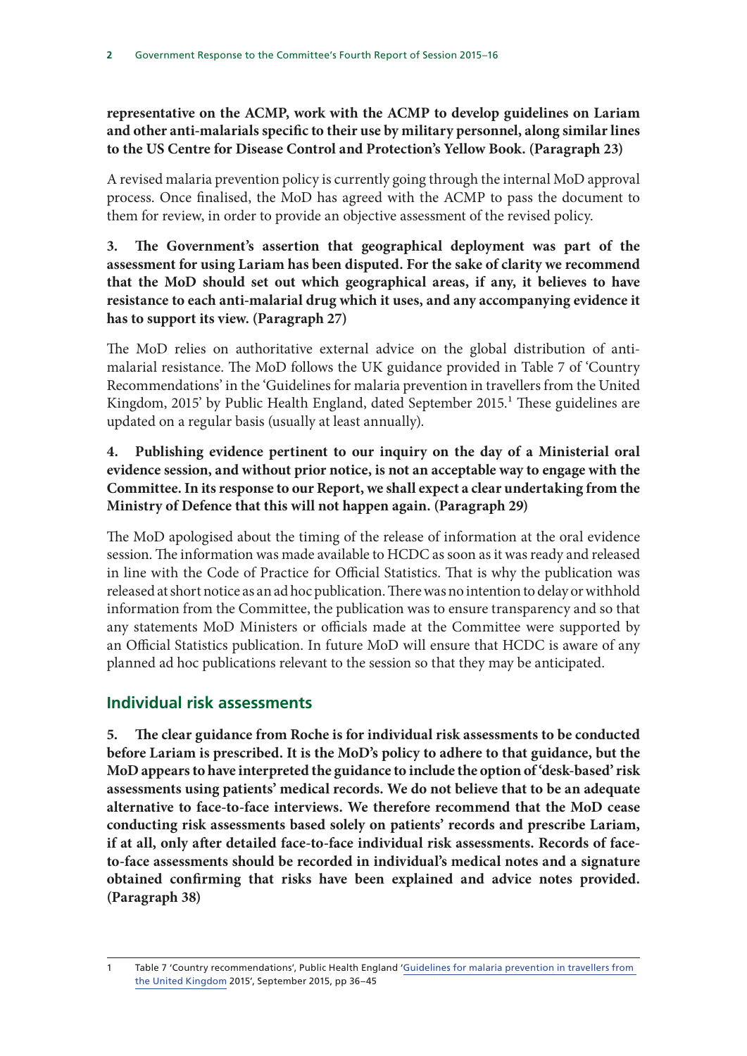**representative on the ACMP, work with the ACMP to develop guidelines on Lariam and other anti-malarials specific to their use by military personnel, along similar lines to the US Centre for Disease Control and Protection's Yellow Book. (Paragraph 23)**

A revised malaria prevention policy is currently going through the internal MoD approval process. Once finalised, the MoD has agreed with the ACMP to pass the document to them for review, in order to provide an objective assessment of the revised policy.

**3. The Government's assertion that geographical deployment was part of the assessment for using Lariam has been disputed. For the sake of clarity we recommend that the MoD should set out which geographical areas, if any, it believes to have resistance to each anti-malarial drug which it uses, and any accompanying evidence it has to support its view. (Paragraph 27)**

The MoD relies on authoritative external advice on the global distribution of anti-malarial resistance. The MoD follows the UK guidance provided in Table 7 of 'Country Recommendations' in the 'Guidelines for malaria prevention in travellers from the United Kingdom, 2015' by Public Health England, dated September 2015.[1] These guidelines are updated on a regular basis (usually at least annually).

**4. Publishing evidence pertinent to our inquiry on the day of a Ministerial oral evidence session, and without prior notice, is not an acceptable way to engage with the Committee. In its response to our Report, we shall expect a clear undertaking from the Ministry of Defence that this will not happen again. (Paragraph 29)**

The MoD apologised about the timing of the release of information at the oral evidence session. The information was made available to HCDC as soon as it was ready and released in line with the Code of Practice for Official Statistics. That is why the publication was released at short notice as an ad hoc publication. There was no intention to delay or withhold information from the Committee, the publication was to ensure transparency and so that any statements MoD Ministers or officials made at the Committee were supported by an Official Statistics publication. In future MoD will ensure that HCDC is aware of any planned ad hoc publications relevant to the session so that they may be anticipated.

## Individual risk assessments

**5. The clear guidance from Roche is for individual risk assessments to be conducted before Lariam is prescribed. It is the MoD's policy to adhere to that guidance, but the MoD appears to have interpreted the guidance to include the option of 'desk-based' risk assessments using patients' medical records. We do not believe that to be an adequate alternative to face-to-face interviews. We therefore recommend that the MoD cease conducting risk assessments based solely on patients' records and prescribe Lariam, if at all, only after detailed face-to-face individual risk assessments. Records of face-to-face assessments should be recorded in individual's medical notes and a signature obtained confirming that risks have been explained and advice notes provided. (Paragraph 38)**

---

1 Table 7 'Country recommendations', Public Health England 'Guidelines for malaria prevention in travellers from the United Kingdom 2015', September 2015, pp 36–45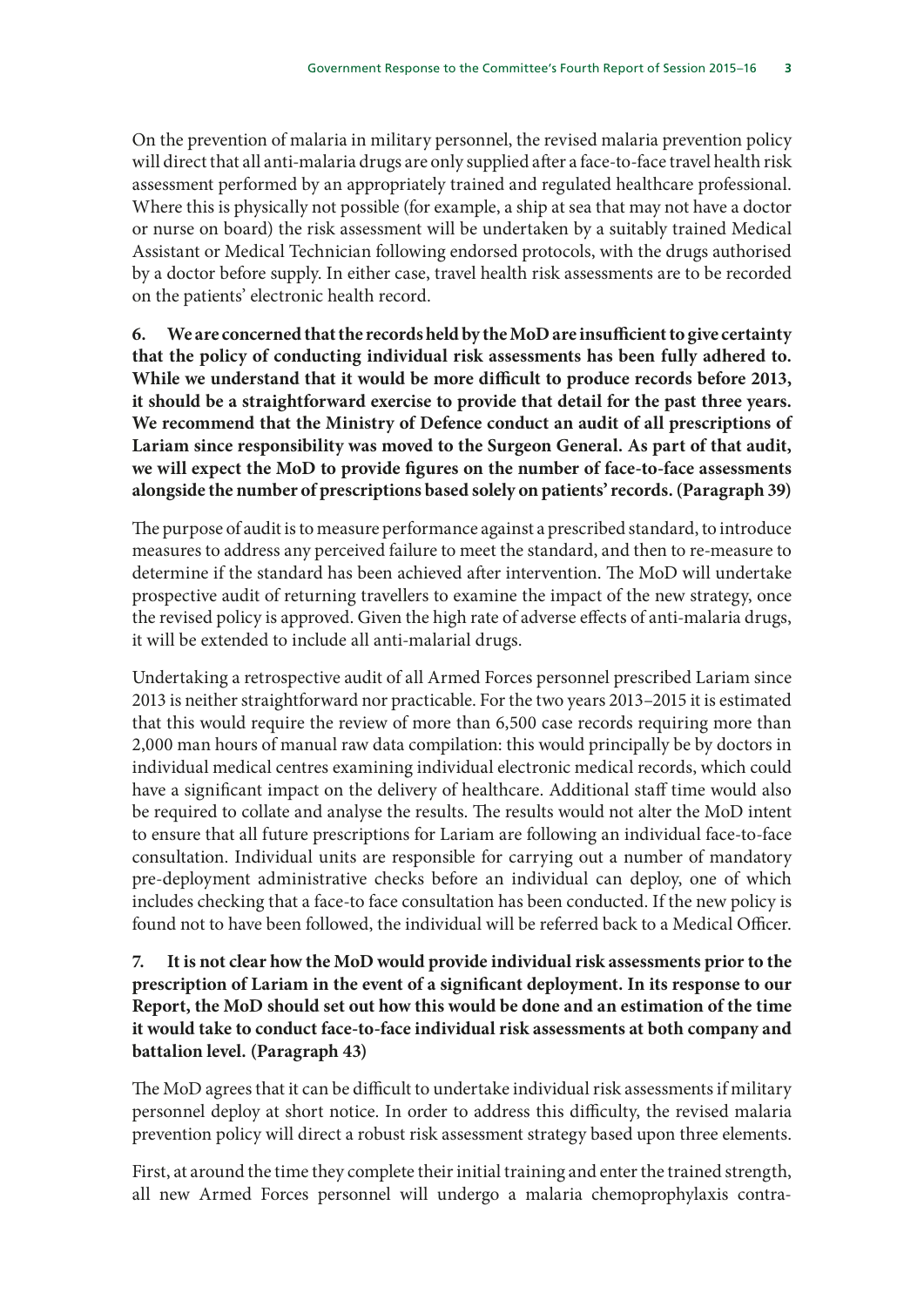On the prevention of malaria in military personnel, the revised malaria prevention policy will direct that all anti-malaria drugs are only supplied after a face-to-face travel health risk assessment performed by an appropriately trained and regulated healthcare professional. Where this is physically not possible (for example, a ship at sea that may not have a doctor or nurse on board) the risk assessment will be undertaken by a suitably trained Medical Assistant or Medical Technician following endorsed protocols, with the drugs authorised by a doctor before supply. In either case, travel health risk assessments are to be recorded on the patients' electronic health record.

**6. We are concerned that the records held by the MoD are insufficient to give certainty that the policy of conducting individual risk assessments has been fully adhered to. While we understand that it would be more difficult to produce records before 2013, it should be a straightforward exercise to provide that detail for the past three years. We recommend that the Ministry of Defence conduct an audit of all prescriptions of Lariam since responsibility was moved to the Surgeon General. As part of that audit, we will expect the MoD to provide figures on the number of face-to-face assessments alongside the number of prescriptions based solely on patients' records. (Paragraph 39)**

The purpose of audit is to measure performance against a prescribed standard, to introduce measures to address any perceived failure to meet the standard, and then to re-measure to determine if the standard has been achieved after intervention. The MoD will undertake prospective audit of returning travellers to examine the impact of the new strategy, once the revised policy is approved. Given the high rate of adverse effects of anti-malaria drugs, it will be extended to include all anti-malarial drugs.

Undertaking a retrospective audit of all Armed Forces personnel prescribed Lariam since 2013 is neither straightforward nor practicable. For the two years 2013–2015 it is estimated that this would require the review of more than 6,500 case records requiring more than 2,000 man hours of manual raw data compilation: this would principally be by doctors in individual medical centres examining individual electronic medical records, which could have a significant impact on the delivery of healthcare. Additional staff time would also be required to collate and analyse the results. The results would not alter the MoD intent to ensure that all future prescriptions for Lariam are following an individual face-to-face consultation. Individual units are responsible for carrying out a number of mandatory pre-deployment administrative checks before an individual can deploy, one of which includes checking that a face-to face consultation has been conducted. If the new policy is found not to have been followed, the individual will be referred back to a Medical Officer.

**7. It is not clear how the MoD would provide individual risk assessments prior to the prescription of Lariam in the event of a significant deployment. In its response to our Report, the MoD should set out how this would be done and an estimation of the time it would take to conduct face-to-face individual risk assessments at both company and battalion level. (Paragraph 43)**

The MoD agrees that it can be difficult to undertake individual risk assessments if military personnel deploy at short notice. In order to address this difficulty, the revised malaria prevention policy will direct a robust risk assessment strategy based upon three elements.

First, at around the time they complete their initial training and enter the trained strength, all new Armed Forces personnel will undergo a malaria chemoprophylaxis contra-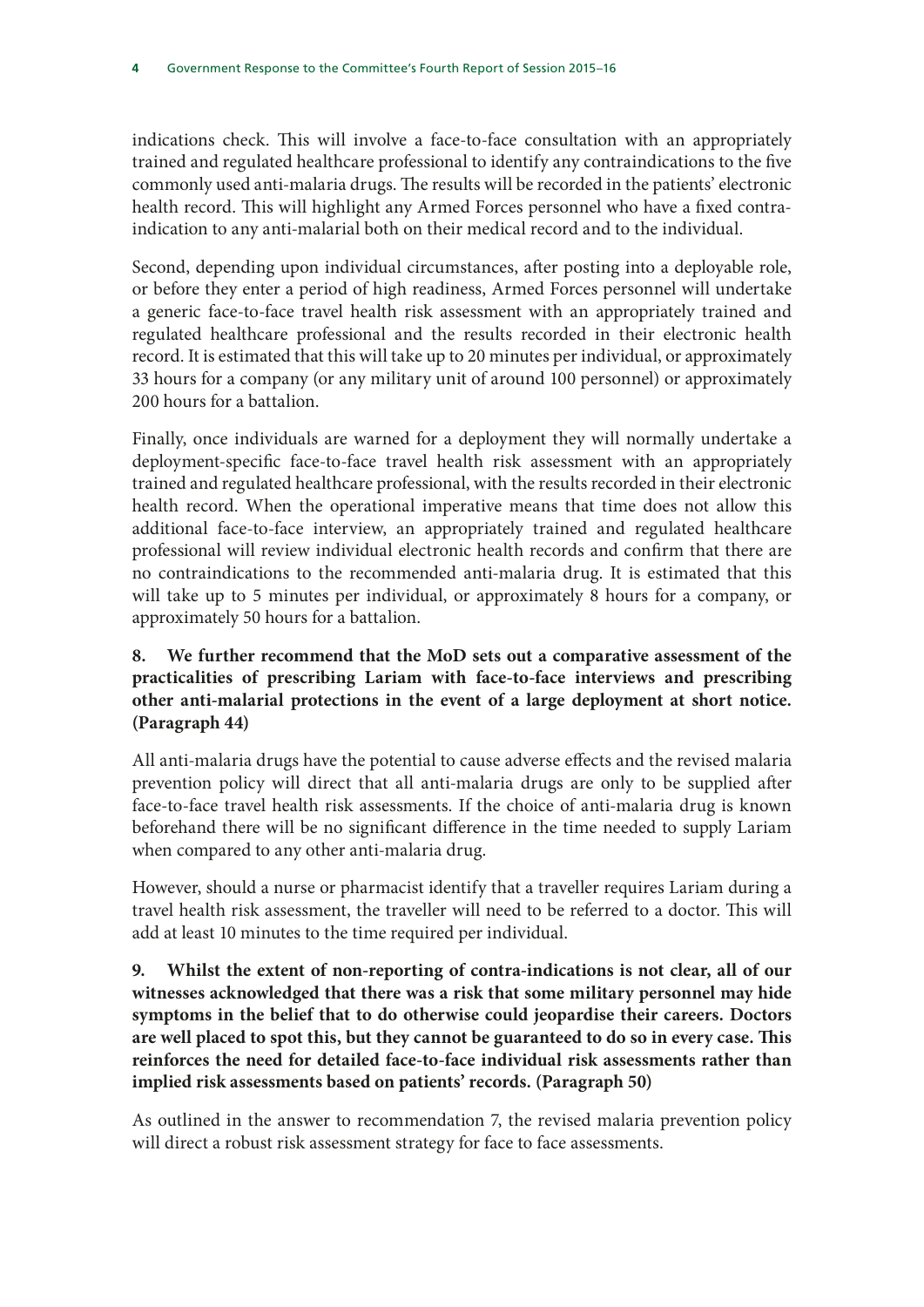indications check. This will involve a face-to-face consultation with an appropriately trained and regulated healthcare professional to identify any contraindications to the five commonly used anti-malaria drugs. The results will be recorded in the patients' electronic health record. This will highlight any Armed Forces personnel who have a fixed contra-indication to any anti-malarial both on their medical record and to the individual.

Second, depending upon individual circumstances, after posting into a deployable role, or before they enter a period of high readiness, Armed Forces personnel will undertake a generic face-to-face travel health risk assessment with an appropriately trained and regulated healthcare professional and the results recorded in their electronic health record. It is estimated that this will take up to 20 minutes per individual, or approximately 33 hours for a company (or any military unit of around 100 personnel) or approximately 200 hours for a battalion.

Finally, once individuals are warned for a deployment they will normally undertake a deployment-specific face-to-face travel health risk assessment with an appropriately trained and regulated healthcare professional, with the results recorded in their electronic health record. When the operational imperative means that time does not allow this additional face-to-face interview, an appropriately trained and regulated healthcare professional will review individual electronic health records and confirm that there are no contraindications to the recommended anti-malaria drug. It is estimated that this will take up to 5 minutes per individual, or approximately 8 hours for a company, or approximately 50 hours for a battalion.

**8. We further recommend that the MoD sets out a comparative assessment of the practicalities of prescribing Lariam with face-to-face interviews and prescribing other anti-malarial protections in the event of a large deployment at short notice. (Paragraph 44)**

All anti-malaria drugs have the potential to cause adverse effects and the revised malaria prevention policy will direct that all anti-malaria drugs are only to be supplied after face-to-face travel health risk assessments. If the choice of anti-malaria drug is known beforehand there will be no significant difference in the time needed to supply Lariam when compared to any other anti-malaria drug.

However, should a nurse or pharmacist identify that a traveller requires Lariam during a travel health risk assessment, the traveller will need to be referred to a doctor. This will add at least 10 minutes to the time required per individual.

**9. Whilst the extent of non-reporting of contra-indications is not clear, all of our witnesses acknowledged that there was a risk that some military personnel may hide symptoms in the belief that to do otherwise could jeopardise their careers. Doctors are well placed to spot this, but they cannot be guaranteed to do so in every case. This reinforces the need for detailed face-to-face individual risk assessments rather than implied risk assessments based on patients' records. (Paragraph 50)**

As outlined in the answer to recommendation 7, the revised malaria prevention policy will direct a robust risk assessment strategy for face to face assessments.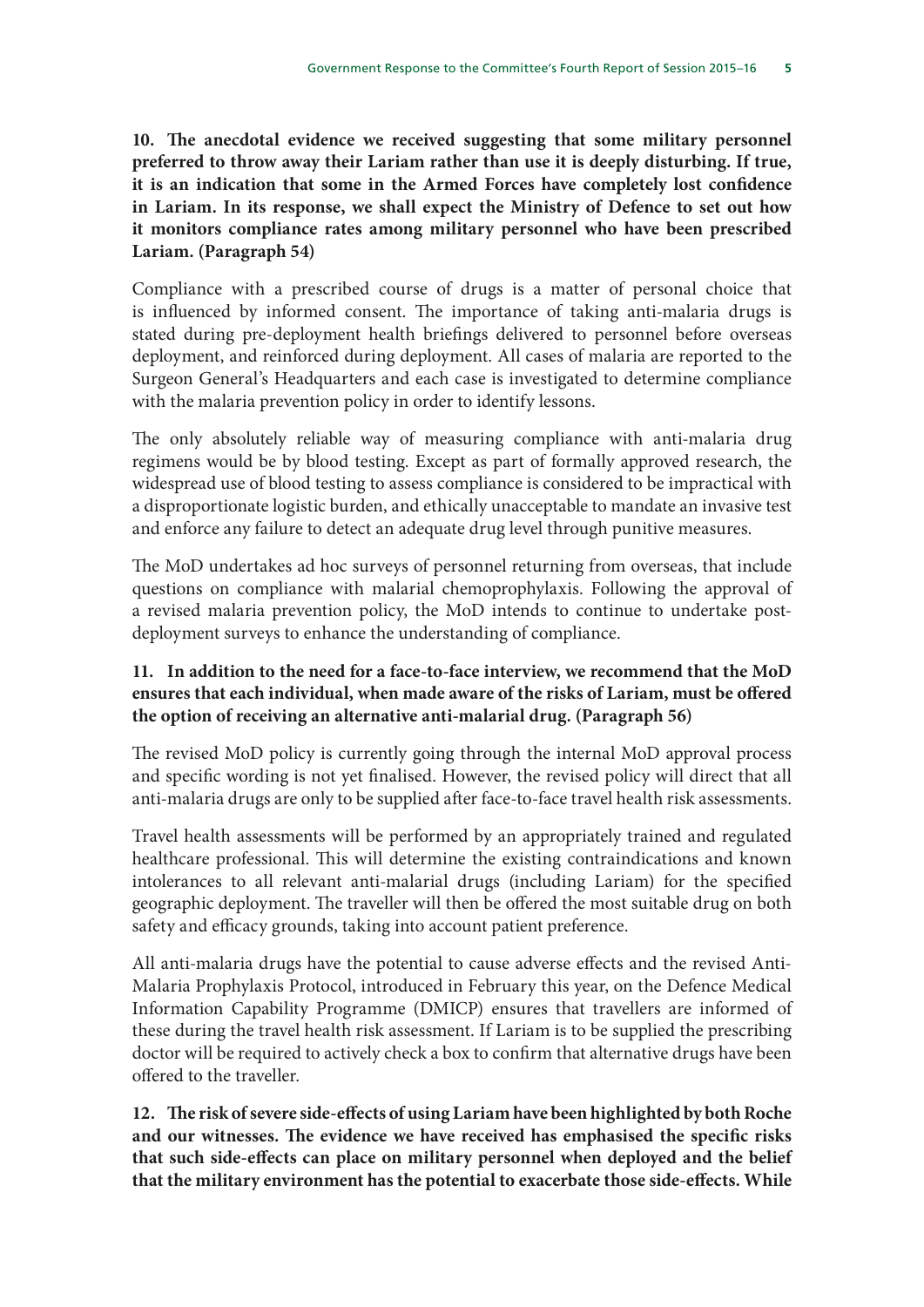**10. The anecdotal evidence we received suggesting that some military personnel preferred to throw away their Lariam rather than use it is deeply disturbing. If true, it is an indication that some in the Armed Forces have completely lost confidence in Lariam. In its response, we shall expect the Ministry of Defence to set out how it monitors compliance rates among military personnel who have been prescribed Lariam. (Paragraph 54)**

Compliance with a prescribed course of drugs is a matter of personal choice that is influenced by informed consent. The importance of taking anti-malaria drugs is stated during pre-deployment health briefings delivered to personnel before overseas deployment, and reinforced during deployment. All cases of malaria are reported to the Surgeon General's Headquarters and each case is investigated to determine compliance with the malaria prevention policy in order to identify lessons.

The only absolutely reliable way of measuring compliance with anti-malaria drug regimens would be by blood testing. Except as part of formally approved research, the widespread use of blood testing to assess compliance is considered to be impractical with a disproportionate logistic burden, and ethically unacceptable to mandate an invasive test and enforce any failure to detect an adequate drug level through punitive measures.

The MoD undertakes ad hoc surveys of personnel returning from overseas, that include questions on compliance with malarial chemoprophylaxis. Following the approval of a revised malaria prevention policy, the MoD intends to continue to undertake post-deployment surveys to enhance the understanding of compliance.

**11. In addition to the need for a face-to-face interview, we recommend that the MoD ensures that each individual, when made aware of the risks of Lariam, must be offered the option of receiving an alternative anti-malarial drug. (Paragraph 56)**

The revised MoD policy is currently going through the internal MoD approval process and specific wording is not yet finalised. However, the revised policy will direct that all anti-malaria drugs are only to be supplied after face-to-face travel health risk assessments.

Travel health assessments will be performed by an appropriately trained and regulated healthcare professional. This will determine the existing contraindications and known intolerances to all relevant anti-malarial drugs (including Lariam) for the specified geographic deployment. The traveller will then be offered the most suitable drug on both safety and efficacy grounds, taking into account patient preference.

All anti-malaria drugs have the potential to cause adverse effects and the revised Anti-Malaria Prophylaxis Protocol, introduced in February this year, on the Defence Medical Information Capability Programme (DMICP) ensures that travellers are informed of these during the travel health risk assessment. If Lariam is to be supplied the prescribing doctor will be required to actively check a box to confirm that alternative drugs have been offered to the traveller.

**12. The risk of severe side-effects of using Lariam have been highlighted by both Roche and our witnesses. The evidence we have received has emphasised the specific risks that such side-effects can place on military personnel when deployed and the belief that the military environment has the potential to exacerbate those side-effects. While**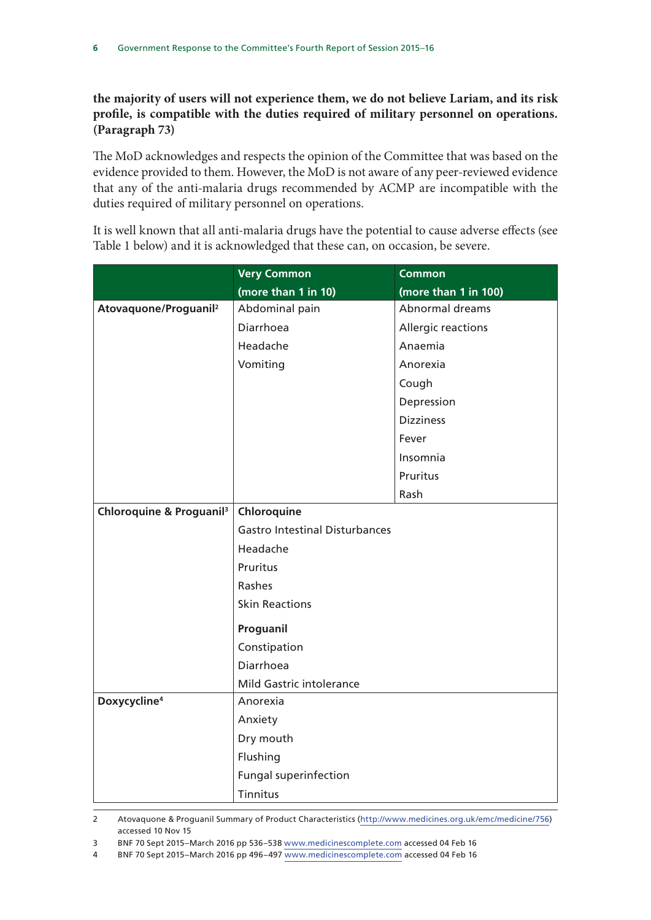**the majority of users will not experience them, we do not believe Lariam, and its risk profile, is compatible with the duties required of military personnel on operations. (Paragraph 73)**

The MoD acknowledges and respects the opinion of the Committee that was based on the evidence provided to them. However, the MoD is not aware of any peer-reviewed evidence that any of the anti-malaria drugs recommended by ACMP are incompatible with the duties required of military personnel on operations.

It is well known that all anti-malaria drugs have the potential to cause adverse effects (see Table 1 below) and it is acknowledged that these can, on occasion, be severe.

| | Very Common (more than 1 in 10) | Common (more than 1 in 100) |
|---|---|---|
| **Atovaquone/Proguanil**[2] | Abdominal pain | Abnormal dreams |
| | Diarrhoea | Allergic reactions |
| | Headache | Anaemia |
| | Vomiting | Anorexia |
| | | Cough |
| | | Depression |
| | | Dizziness |
| | | Fever |
| | | Insomnia |
| | | Pruritus |
| | | Rash |
| **Chloroquine & Proguanil**[3] | **Chloroquine** | |
| | Gastro Intestinal Disturbances | |
| | Headache | |
| | Pruritus | |
| | Rashes | |
| | Skin Reactions | |
| | **Proguanil** | |
| | Constipation | |
| | Diarrhoea | |
| | Mild Gastric intolerance | |
| **Doxycycline**[4] | Anorexia | |
| | Anxiety | |
| | Dry mouth | |
| | Flushing | |
| | Fungal superinfection | |
| | Tinnitus | |

2 Atovaquone & Proguanil Summary of Product Characteristics (http://www.medicines.org.uk/emc/medicine/756) accessed 10 Nov 15

3 BNF 70 Sept 2015–March 2016 pp 536–538 www.medicinescomplete.com accessed 04 Feb 16

4 BNF 70 Sept 2015–March 2016 pp 496–497 www.medicinescomplete.com accessed 04 Feb 16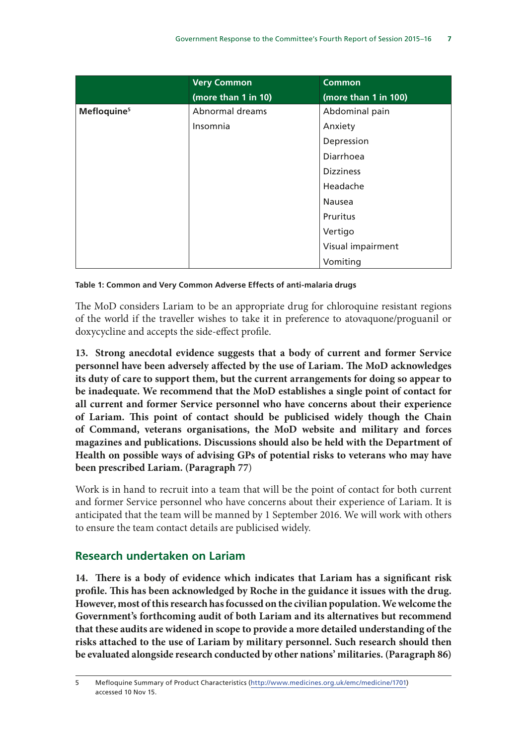| | Very Common (more than 1 in 10) | Common (more than 1 in 100) |
|---|---|---|
| **Mefloquine**[5] | Abnormal dreams | Abdominal pain |
| | Insomnia | Anxiety |
| | | Depression |
| | | Diarrhoea |
| | | Dizziness |
| | | Headache |
| | | Nausea |
| | | Pruritus |
| | | Vertigo |
| | | Visual impairment |
| | | Vomiting |

**Table 1: Common and Very Common Adverse Effects of anti-malaria drugs**

The MoD considers Lariam to be an appropriate drug for chloroquine resistant regions of the world if the traveller wishes to take it in preference to atovaquone/proguanil or doxycycline and accepts the side-effect profile.

**13. Strong anecdotal evidence suggests that a body of current and former Service personnel have been adversely affected by the use of Lariam. The MoD acknowledges its duty of care to support them, but the current arrangements for doing so appear to be inadequate. We recommend that the MoD establishes a single point of contact for all current and former Service personnel who have concerns about their experience of Lariam. This point of contact should be publicised widely though the Chain of Command, veterans organisations, the MoD website and military and forces magazines and publications. Discussions should also be held with the Department of Health on possible ways of advising GPs of potential risks to veterans who may have been prescribed Lariam. (Paragraph 77)**

Work is in hand to recruit into a team that will be the point of contact for both current and former Service personnel who have concerns about their experience of Lariam. It is anticipated that the team will be manned by 1 September 2016. We will work with others to ensure the team contact details are publicised widely.

## Research undertaken on Lariam

**14. There is a body of evidence which indicates that Lariam has a significant risk profile. This has been acknowledged by Roche in the guidance it issues with the drug. However, most of this research has focussed on the civilian population. We welcome the Government's forthcoming audit of both Lariam and its alternatives but recommend that these audits are widened in scope to provide a more detailed understanding of the risks attached to the use of Lariam by military personnel. Such research should then be evaluated alongside research conducted by other nations' militaries. (Paragraph 86)**

5 Mefloquine Summary of Product Characteristics (http://www.medicines.org.uk/emc/medicine/1701) accessed 10 Nov 15.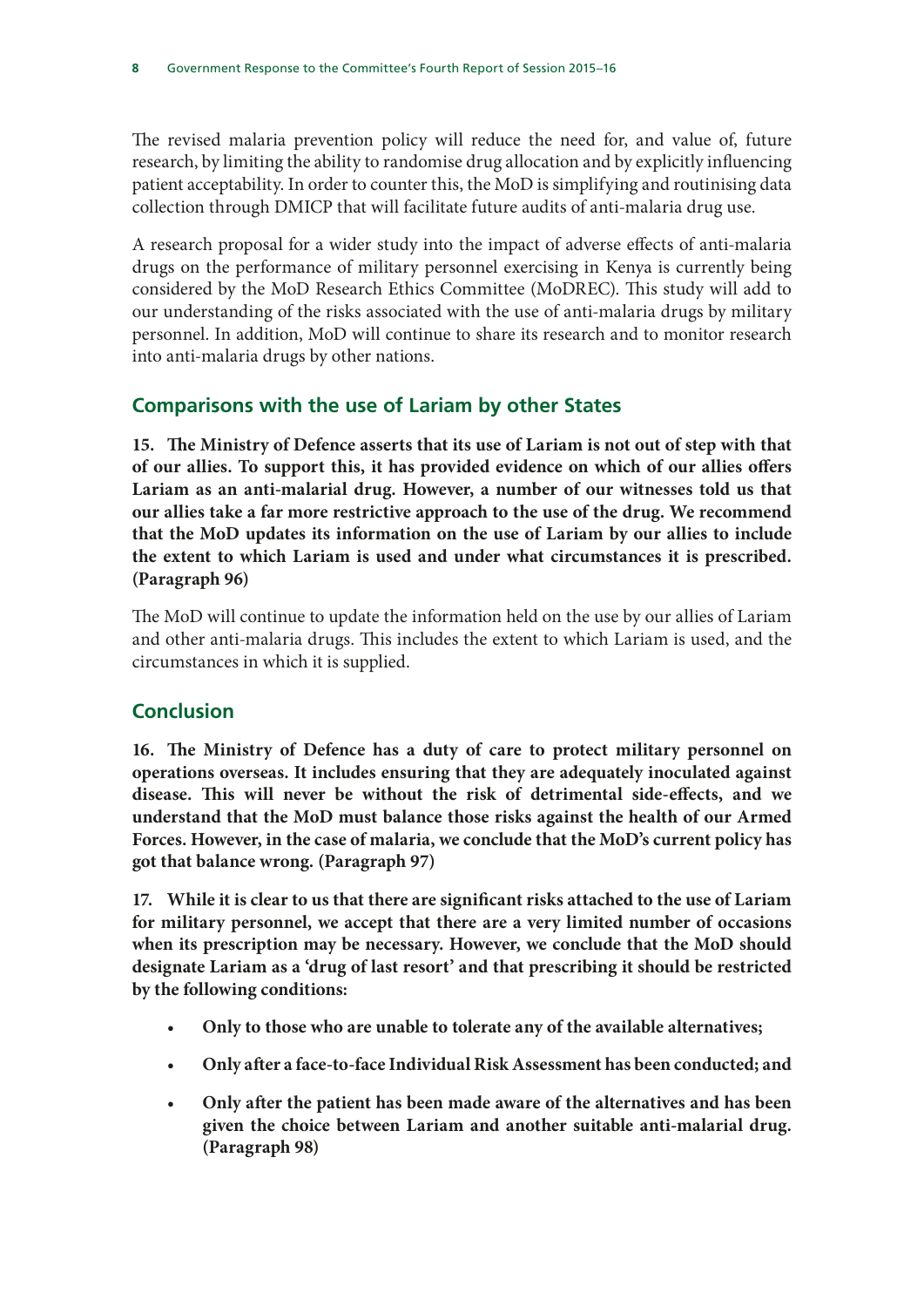The revised malaria prevention policy will reduce the need for, and value of, future research, by limiting the ability to randomise drug allocation and by explicitly influencing patient acceptability. In order to counter this, the MoD is simplifying and routinising data collection through DMICP that will facilitate future audits of anti-malaria drug use.

A research proposal for a wider study into the impact of adverse effects of anti-malaria drugs on the performance of military personnel exercising in Kenya is currently being considered by the MoD Research Ethics Committee (MoDREC). This study will add to our understanding of the risks associated with the use of anti-malaria drugs by military personnel. In addition, MoD will continue to share its research and to monitor research into anti-malaria drugs by other nations.

## Comparisons with the use of Lariam by other States

**15. The Ministry of Defence asserts that its use of Lariam is not out of step with that of our allies. To support this, it has provided evidence on which of our allies offers Lariam as an anti-malarial drug. However, a number of our witnesses told us that our allies take a far more restrictive approach to the use of the drug. We recommend that the MoD updates its information on the use of Lariam by our allies to include the extent to which Lariam is used and under what circumstances it is prescribed. (Paragraph 96)**

The MoD will continue to update the information held on the use by our allies of Lariam and other anti-malaria drugs. This includes the extent to which Lariam is used, and the circumstances in which it is supplied.

## Conclusion

**16. The Ministry of Defence has a duty of care to protect military personnel on operations overseas. It includes ensuring that they are adequately inoculated against disease. This will never be without the risk of detrimental side-effects, and we understand that the MoD must balance those risks against the health of our Armed Forces. However, in the case of malaria, we conclude that the MoD's current policy has got that balance wrong. (Paragraph 97)**

**17. While it is clear to us that there are significant risks attached to the use of Lariam for military personnel, we accept that there are a very limited number of occasions when its prescription may be necessary. However, we conclude that the MoD should designate Lariam as a 'drug of last resort' and that prescribing it should be restricted by the following conditions:**

- **Only to those who are unable to tolerate any of the available alternatives;**
- **Only after a face-to-face Individual Risk Assessment has been conducted; and**
- **Only after the patient has been made aware of the alternatives and has been given the choice between Lariam and another suitable anti-malarial drug. (Paragraph 98)**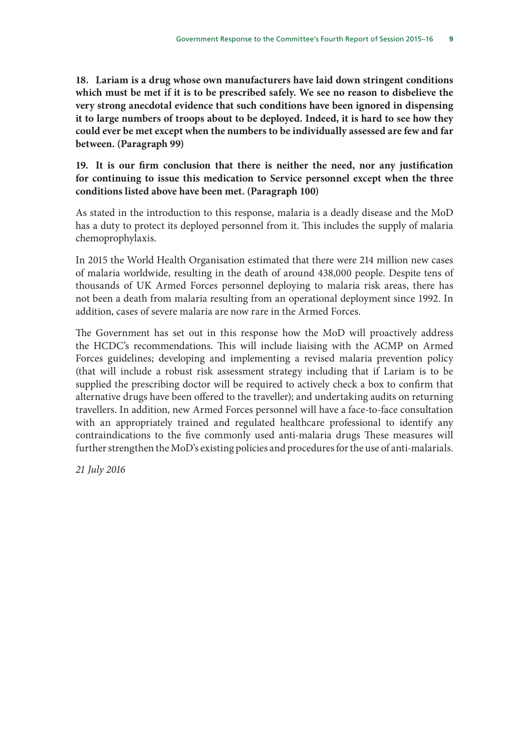**18. Lariam is a drug whose own manufacturers have laid down stringent conditions which must be met if it is to be prescribed safely. We see no reason to disbelieve the very strong anecdotal evidence that such conditions have been ignored in dispensing it to large numbers of troops about to be deployed. Indeed, it is hard to see how they could ever be met except when the numbers to be individually assessed are few and far between. (Paragraph 99)**

**19. It is our firm conclusion that there is neither the need, nor any justification for continuing to issue this medication to Service personnel except when the three conditions listed above have been met. (Paragraph 100)**

As stated in the introduction to this response, malaria is a deadly disease and the MoD has a duty to protect its deployed personnel from it. This includes the supply of malaria chemoprophylaxis.

In 2015 the World Health Organisation estimated that there were 214 million new cases of malaria worldwide, resulting in the death of around 438,000 people. Despite tens of thousands of UK Armed Forces personnel deploying to malaria risk areas, there has not been a death from malaria resulting from an operational deployment since 1992. In addition, cases of severe malaria are now rare in the Armed Forces.

The Government has set out in this response how the MoD will proactively address the HCDC's recommendations. This will include liaising with the ACMP on Armed Forces guidelines; developing and implementing a revised malaria prevention policy (that will include a robust risk assessment strategy including that if Lariam is to be supplied the prescribing doctor will be required to actively check a box to confirm that alternative drugs have been offered to the traveller); and undertaking audits on returning travellers. In addition, new Armed Forces personnel will have a face-to-face consultation with an appropriately trained and regulated healthcare professional to identify any contraindications to the five commonly used anti-malaria drugs These measures will further strengthen the MoD's existing policies and procedures for the use of anti-malarials.

*21 July 2016*